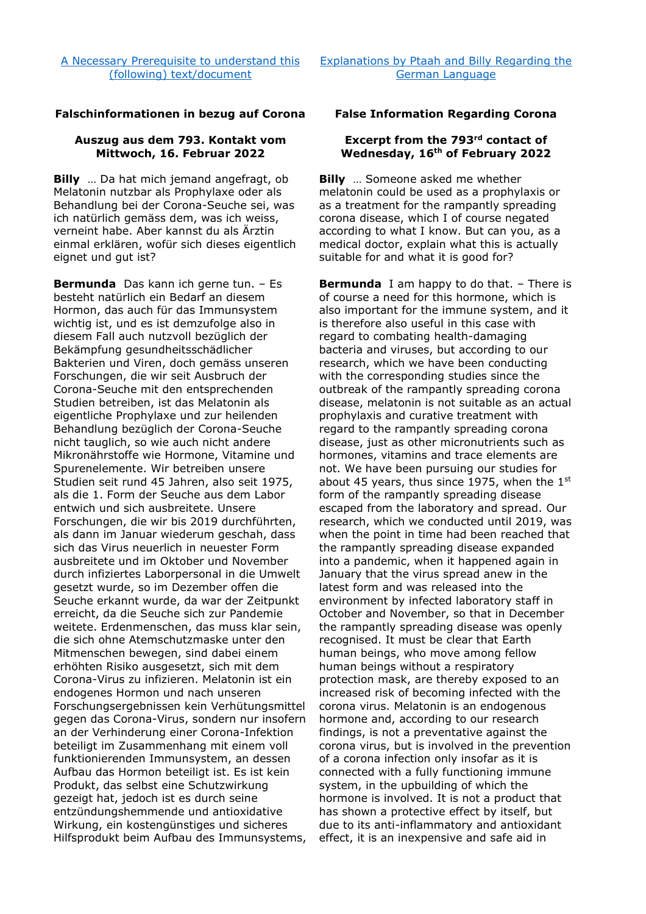A Necessary Prerequisite to understand this (following) text/document

Explanations by Ptaah and Billy Regarding the German Language

## Falschinformationen in bezug auf Corona

### Auszug aus dem 793. Kontakt vom Mittwoch, 16. Februar 2022

**Billy** … Da hat mich jemand angefragt, ob Melatonin nutzbar als Prophylaxe oder als Behandlung bei der Corona-Seuche sei, was ich natürlich gemäss dem, was ich weiss, verneint habe. Aber kannst du als Ärztin einmal erklären, wofür sich dieses eigentlich eignet und gut ist?

**Bermunda** Das kann ich gerne tun. – Es besteht natürlich ein Bedarf an diesem Hormon, das auch für das Immunsystem wichtig ist, und es ist demzufolge also in diesem Fall auch nutzvoll bezüglich der Bekämpfung gesundheitsschädlicher Bakterien und Viren, doch gemäss unseren Forschungen, die wir seit Ausbruch der Corona-Seuche mit den entsprechenden Studien betreiben, ist das Melatonin als eigentliche Prophylaxe und zur heilenden Behandlung bezüglich der Corona-Seuche nicht tauglich, so wie auch nicht andere Mikronährstoffe wie Hormone, Vitamine und Spurenelemente. Wir betreiben unsere Studien seit rund 45 Jahren, also seit 1975, als die 1. Form der Seuche aus dem Labor entwich und sich ausbreitete. Unsere Forschungen, die wir bis 2019 durchführten, als dann im Januar wiederum geschah, dass sich das Virus neuerlich in neuester Form ausbreitete und im Oktober und November durch infiziertes Laborpersonal in die Umwelt gesetzt wurde, so im Dezember offen die Seuche erkannt wurde, da war der Zeitpunkt erreicht, da die Seuche sich zur Pandemie weitete. Erdenmenschen, das muss klar sein, die sich ohne Atemschutzmaske unter den Mitmenschen bewegen, sind dabei einem erhöhten Risiko ausgesetzt, sich mit dem Corona-Virus zu infizieren. Melatonin ist ein endogenes Hormon und nach unseren Forschungsergebnissen kein Verhütungsmittel gegen das Corona-Virus, sondern nur insofern an der Verhinderung einer Corona-Infektion beteiligt im Zusammenhang mit einem voll funktionierenden Immunsystem, an dessen Aufbau das Hormon beteiligt ist. Es ist kein Produkt, das selbst eine Schutzwirkung gezeigt hat, jedoch ist es durch seine entzündungshemmende und antioxidative Wirkung, ein kostengünstiges und sicheres Hilfsprodukt beim Aufbau des Immunsystems,

## False Information Regarding Corona

### Excerpt from the 793rd contact of Wednesday, 16th of February 2022

**Billy** … Someone asked me whether melatonin could be used as a prophylaxis or as a treatment for the rampantly spreading corona disease, which I of course negated according to what I know. But can you, as a medical doctor, explain what this is actually suitable for and what it is good for?

**Bermunda** I am happy to do that. – There is of course a need for this hormone, which is also important for the immune system, and it is therefore also useful in this case with regard to combating health-damaging bacteria and viruses, but according to our research, which we have been conducting with the corresponding studies since the outbreak of the rampantly spreading corona disease, melatonin is not suitable as an actual prophylaxis and curative treatment with regard to the rampantly spreading corona disease, just as other micronutrients such as hormones, vitamins and trace elements are not. We have been pursuing our studies for about 45 years, thus since 1975, when the 1st form of the rampantly spreading disease escaped from the laboratory and spread. Our research, which we conducted until 2019, was when the point in time had been reached that the rampantly spreading disease expanded into a pandemic, when it happened again in January that the virus spread anew in the latest form and was released into the environment by infected laboratory staff in October and November, so that in December the rampantly spreading disease was openly recognised. It must be clear that Earth human beings, who move among fellow human beings without a respiratory protection mask, are thereby exposed to an increased risk of becoming infected with the corona virus. Melatonin is an endogenous hormone and, according to our research findings, is not a preventative against the corona virus, but is involved in the prevention of a corona infection only insofar as it is connected with a fully functioning immune system, in the upbuilding of which the hormone is involved. It is not a product that has shown a protective effect by itself, but due to its anti-inflammatory and antioxidant effect, it is an inexpensive and safe aid in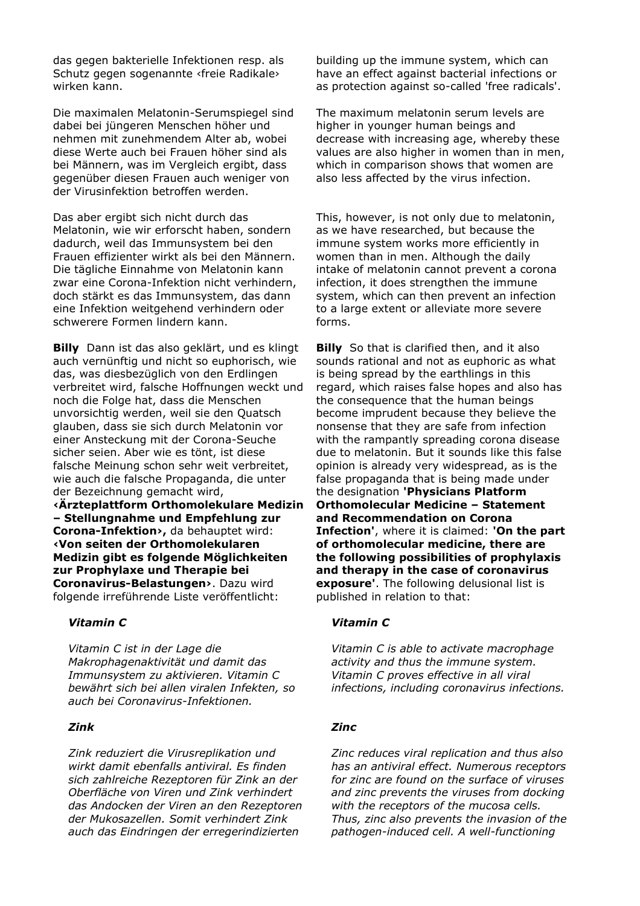das gegen bakterielle Infektionen resp. als Schutz gegen sogenannte ‹freie Radikale› wirken kann.

Die maximalen Melatonin-Serumspiegel sind dabei bei jüngeren Menschen höher und nehmen mit zunehmendem Alter ab, wobei diese Werte auch bei Frauen höher sind als bei Männern, was im Vergleich ergibt, dass gegenüber diesen Frauen auch weniger von der Virusinfektion betroffen werden.

Das aber ergibt sich nicht durch das Melatonin, wie wir erforscht haben, sondern dadurch, weil das Immunsystem bei den Frauen effizienter wirkt als bei den Männern. Die tägliche Einnahme von Melatonin kann zwar eine Corona-Infektion nicht verhindern, doch stärkt es das Immunsystem, das dann eine Infektion weitgehend verhindern oder schwerere Formen lindern kann.

**Billy** Dann ist das also geklärt, und es klingt auch vernünftig und nicht so euphorisch, wie das, was diesbezüglich von den Erdlingen verbreitet wird, falsche Hoffnungen weckt und noch die Folge hat, dass die Menschen unvorsichtig werden, weil sie den Quatsch glauben, dass sie sich durch Melatonin vor einer Ansteckung mit der Corona-Seuche sicher seien. Aber wie es tönt, ist diese falsche Meinung schon sehr weit verbreitet, wie auch die falsche Propaganda, die unter der Bezeichnung gemacht wird, **‹Ärzteplattform Orthomolekulare Medizin – Stellungnahme und Empfehlung zur Corona-Infektion›,** da behauptet wird: **‹Von seiten der Orthomolekularen Medizin gibt es folgende Möglichkeiten zur Prophylaxe und Therapie bei Coronavirus-Belastungen›**. Dazu wird folgende irreführende Liste veröffentlicht:

> ***Vitamin C***
>
> *Vitamin C ist in der Lage die Makrophagenaktivität und damit das Immunsystem zu aktivieren. Vitamin C bewährt sich bei allen viralen Infekten, so auch bei Coronavirus-Infektionen.*
>
> ***Zink***
>
> *Zink reduziert die Virusreplikation und wirkt damit ebenfalls antiviral. Es finden sich zahlreiche Rezeptoren für Zink an der Oberfläche von Viren und Zink verhindert das Andocken der Viren an den Rezeptoren der Mukosazellen. Somit verhindert Zink auch das Eindringen der erregerindizierten*

building up the immune system, which can have an effect against bacterial infections or as protection against so-called 'free radicals'.

The maximum melatonin serum levels are higher in younger human beings and decrease with increasing age, whereby these values are also higher in women than in men, which in comparison shows that women are also less affected by the virus infection.

This, however, is not only due to melatonin, as we have researched, but because the immune system works more efficiently in women than in men. Although the daily intake of melatonin cannot prevent a corona infection, it does strengthen the immune system, which can then prevent an infection to a large extent or alleviate more severe forms.

**Billy** So that is clarified then, and it also sounds rational and not as euphoric as what is being spread by the earthlings in this regard, which raises false hopes and also has the consequence that the human beings become imprudent because they believe the nonsense that they are safe from infection with the rampantly spreading corona disease due to melatonin. But it sounds like this false opinion is already very widespread, as is the false propaganda that is being made under the designation **'Physicians Platform Orthomolecular Medicine – Statement and Recommendation on Corona Infection'**, where it is claimed: **'On the part of orthomolecular medicine, there are the following possibilities of prophylaxis and therapy in the case of coronavirus exposure'**. The following delusional list is published in relation to that:

> ***Vitamin C***
>
> *Vitamin C is able to activate macrophage activity and thus the immune system. Vitamin C proves effective in all viral infections, including coronavirus infections.*
>
> ***Zinc***
>
> *Zinc reduces viral replication and thus also has an antiviral effect. Numerous receptors for zinc are found on the surface of viruses and zinc prevents the viruses from docking with the receptors of the mucosa cells. Thus, zinc also prevents the invasion of the pathogen-induced cell. A well-functioning*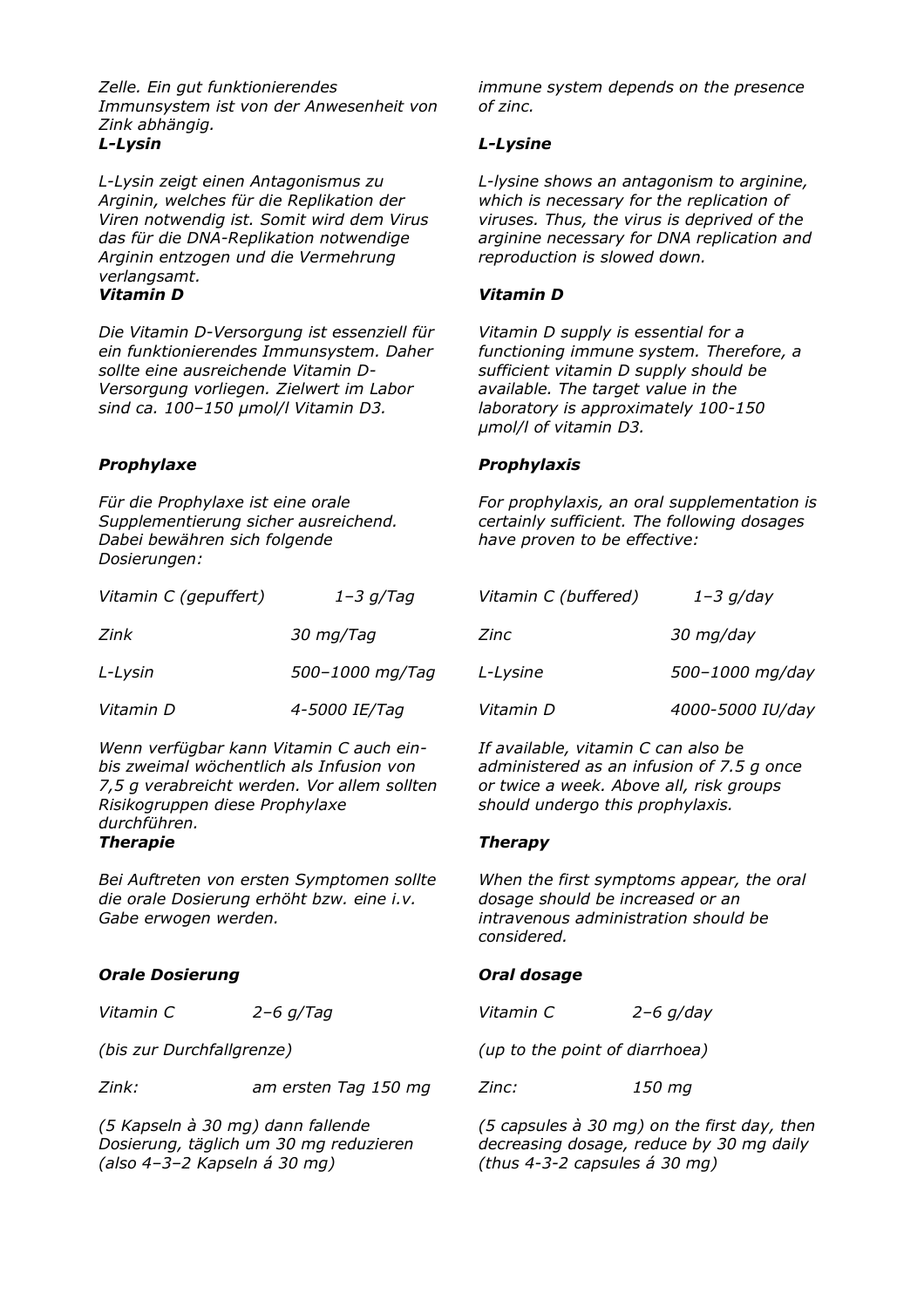*Zelle. Ein gut funktionierendes Immunsystem ist von der Anwesenheit von Zink abhängig.*

***L-Lysin***

*L-Lysin zeigt einen Antagonismus zu Arginin, welches für die Replikation der Viren notwendig ist. Somit wird dem Virus das für die DNA-Replikation notwendige Arginin entzogen und die Vermehrung verlangsamt.*

***Vitamin D***

*Die Vitamin D-Versorgung ist essenziell für ein funktionierendes Immunsystem. Daher sollte eine ausreichende Vitamin D-Versorgung vorliegen. Zielwert im Labor sind ca. 100–150 µmol/l Vitamin D3.*

***Prophylaxe***

*Für die Prophylaxe ist eine orale Supplementierung sicher ausreichend. Dabei bewähren sich folgende Dosierungen:*

| | |
|---|---|
| *Vitamin C (gepuffert)* | *1–3 g/Tag* |
| *Zink* | *30 mg/Tag* |
| *L-Lysin* | *500–1000 mg/Tag* |
| *Vitamin D* | *4-5000 IE/Tag* |

*Wenn verfügbar kann Vitamin C auch ein- bis zweimal wöchentlich als Infusion von 7,5 g verabreicht werden. Vor allem sollten Risikogruppen diese Prophylaxe durchführen.*

***Therapie***

*Bei Auftreten von ersten Symptomen sollte die orale Dosierung erhöht bzw. eine i.v. Gabe erwogen werden.*

***Orale Dosierung***

| | |
|---|---|
| *Vitamin C* | *2–6 g/Tag* |

*(bis zur Durchfallgrenze)*

| | |
|---|---|
| *Zink:* | *am ersten Tag 150 mg* |

*(5 Kapseln à 30 mg) dann fallende Dosierung, täglich um 30 mg reduzieren (also 4–3–2 Kapseln á 30 mg)*

*immune system depends on the presence of zinc.*

***L-Lysine***

*L-lysine shows an antagonism to arginine, which is necessary for the replication of viruses. Thus, the virus is deprived of the arginine necessary for DNA replication and reproduction is slowed down.*

***Vitamin D***

*Vitamin D supply is essential for a functioning immune system. Therefore, a sufficient vitamin D supply should be available. The target value in the laboratory is approximately 100-150 µmol/l of vitamin D3.*

***Prophylaxis***

*For prophylaxis, an oral supplementation is certainly sufficient. The following dosages have proven to be effective:*

| | |
|---|---|
| *Vitamin C (buffered)* | *1–3 g/day* |
| *Zinc* | *30 mg/day* |
| *L-Lysine* | *500–1000 mg/day* |
| *Vitamin D* | *4000-5000 IU/day* |

*If available, vitamin C can also be administered as an infusion of 7.5 g once or twice a week. Above all, risk groups should undergo this prophylaxis.*

***Therapy***

*When the first symptoms appear, the oral dosage should be increased or an intravenous administration should be considered.*

***Oral dosage***

| | |
|---|---|
| *Vitamin C* | *2–6 g/day* |

*(up to the point of diarrhoea)*

| | |
|---|---|
| *Zinc:* | *150 mg* |

*(5 capsules à 30 mg) on the first day, then decreasing dosage, reduce by 30 mg daily (thus 4-3-2 capsules á 30 mg)*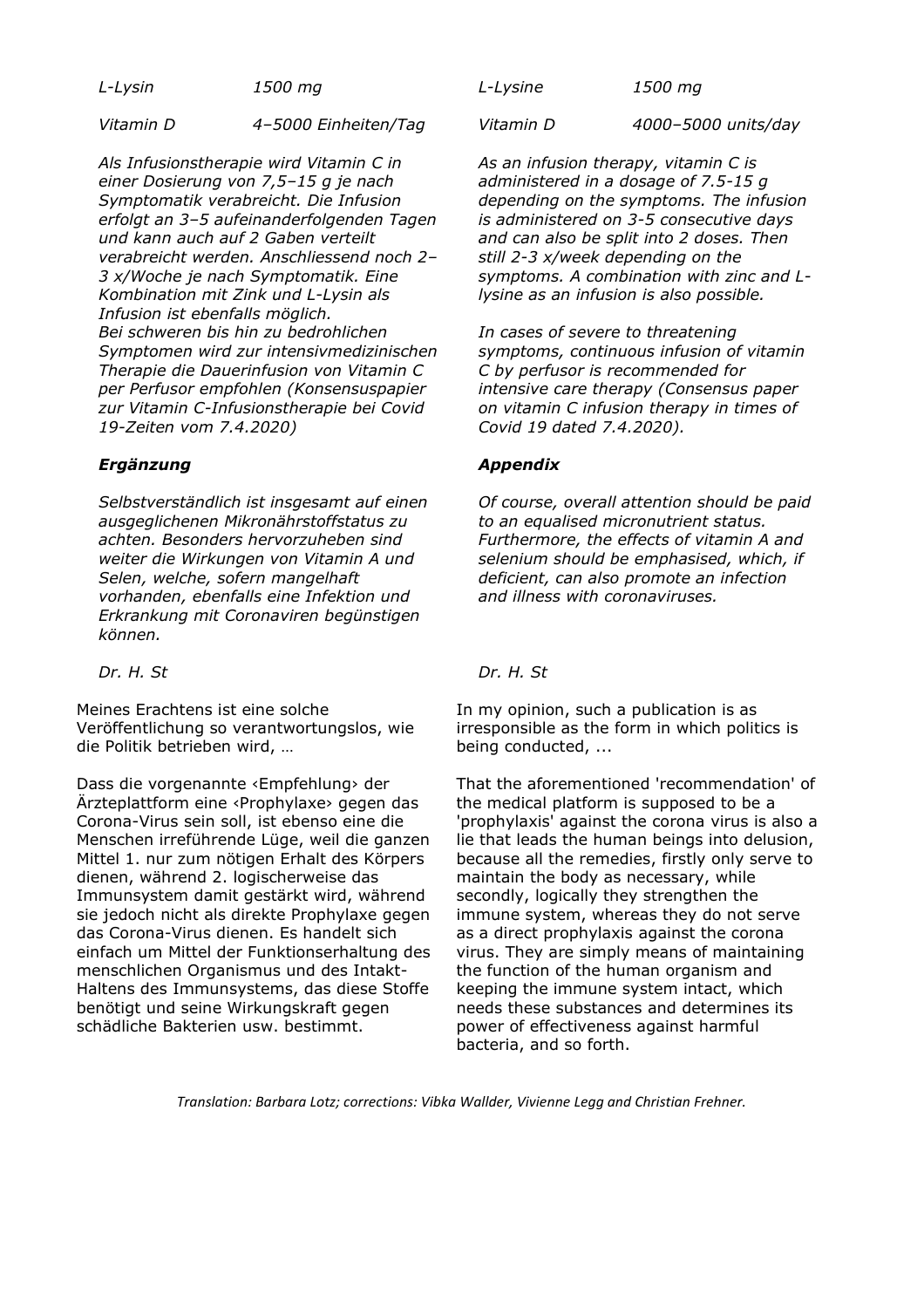| | |
|---|---|
| *L-Lysin* | *1500 mg* |
| *Vitamin D* | *4–5000 Einheiten/Tag* |

*Als Infusionstherapie wird Vitamin C in einer Dosierung von 7,5–15 g je nach Symptomatik verabreicht. Die Infusion erfolgt an 3–5 aufeinanderfolgenden Tagen und kann auch auf 2 Gaben verteilt verabreicht werden. Anschliessend noch 2–3 x/Woche je nach Symptomatik. Eine Kombination mit Zink und L-Lysin als Infusion ist ebenfalls möglich.*
*Bei schweren bis hin zu bedrohlichen Symptomen wird zur intensivmedizinischen Therapie die Dauerinfusion von Vitamin C per Perfusor empfohlen (Konsensuspapier zur Vitamin C-Infusionstherapie bei Covid 19-Zeiten vom 7.4.2020)*

***Ergänzung***

*Selbstverständlich ist insgesamt auf einen ausgeglichenen Mikronährstoffstatus zu achten. Besonders hervorzuheben sind weiter die Wirkungen von Vitamin A und Selen, welche, sofern mangelhaft vorhanden, ebenfalls eine Infektion und Erkrankung mit Coronaviren begünstigen können.*

*Dr. H. St*

Meines Erachtens ist eine solche Veröffentlichung so verantwortungslos, wie die Politik betrieben wird, …

Dass die vorgenannte ‹Empfehlung› der Ärzteplattform eine ‹Prophylaxe› gegen das Corona-Virus sein soll, ist ebenso eine die Menschen irreführende Lüge, weil die ganzen Mittel 1. nur zum nötigen Erhalt des Körpers dienen, während 2. logischerweise das Immunsystem damit gestärkt wird, während sie jedoch nicht als direkte Prophylaxe gegen das Corona-Virus dienen. Es handelt sich einfach um Mittel der Funktionserhaltung des menschlichen Organismus und des Intakt-Haltens des Immunsystems, das diese Stoffe benötigt und seine Wirkungskraft gegen schädliche Bakterien usw. bestimmt.

| | |
|---|---|
| *L-Lysine* | *1500 mg* |
| *Vitamin D* | *4000–5000 units/day* |

*As an infusion therapy, vitamin C is administered in a dosage of 7.5-15 g depending on the symptoms. The infusion is administered on 3-5 consecutive days and can also be split into 2 doses. Then still 2-3 x/week depending on the symptoms. A combination with zinc and L-lysine as an infusion is also possible.*

*In cases of severe to threatening symptoms, continuous infusion of vitamin C by perfusor is recommended for intensive care therapy (Consensus paper on vitamin C infusion therapy in times of Covid 19 dated 7.4.2020).*

***Appendix***

*Of course, overall attention should be paid to an equalised micronutrient status. Furthermore, the effects of vitamin A and selenium should be emphasised, which, if deficient, can also promote an infection and illness with coronaviruses.*

*Dr. H. St*

In my opinion, such a publication is as irresponsible as the form in which politics is being conducted, ...

That the aforementioned 'recommendation' of the medical platform is supposed to be a 'prophylaxis' against the corona virus is also a lie that leads the human beings into delusion, because all the remedies, firstly only serve to maintain the body as necessary, while secondly, logically they strengthen the immune system, whereas they do not serve as a direct prophylaxis against the corona virus. They are simply means of maintaining the function of the human organism and keeping the immune system intact, which needs these substances and determines its power of effectiveness against harmful bacteria, and so forth.

*Translation: Barbara Lotz; corrections: Vibka Wallder, Vivienne Legg and Christian Frehner.*